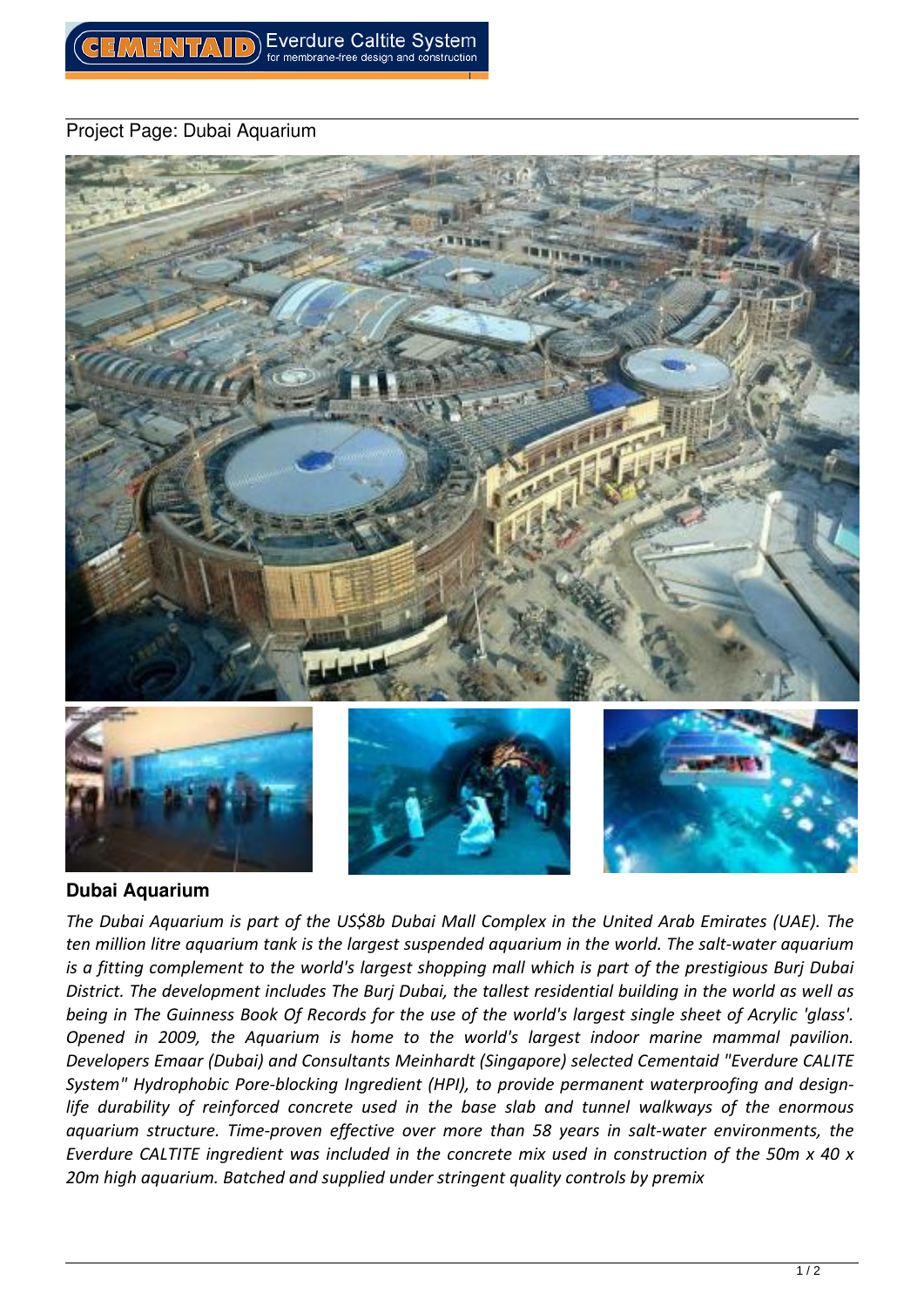Project Page: Dubai Aquarium

### Dubai Aquarium

*The Dubai Aquarium is part of the US$8b Dubai Mall Complex in the United Arab Emirates (UAE). The ten million litre aquarium tank is the largest suspended aquarium in the world. The salt-water aquarium is a fitting complement to the world's largest shopping mall which is part of the prestigious Burj Dubai District. The development includes The Burj Dubai, the tallest residential building in the world as well as being in The Guinness Book Of Records for the use of the world's largest single sheet of Acrylic 'glass'. Opened in 2009, the Aquarium is home to the world's largest indoor marine mammal pavilion. Developers Emaar (Dubai) and Consultants Meinhardt (Singapore) selected Cementaid "Everdure CALITE System" Hydrophobic Pore-blocking Ingredient (HPI), to provide permanent waterproofing and design-life durability of reinforced concrete used in the base slab and tunnel walkways of the enormous aquarium structure. Time-proven effective over more than 58 years in salt-water environments, the Everdure CALTITE ingredient was included in the concrete mix used in construction of the 50m x 40 x 20m high aquarium. Batched and supplied under stringent quality controls by premix*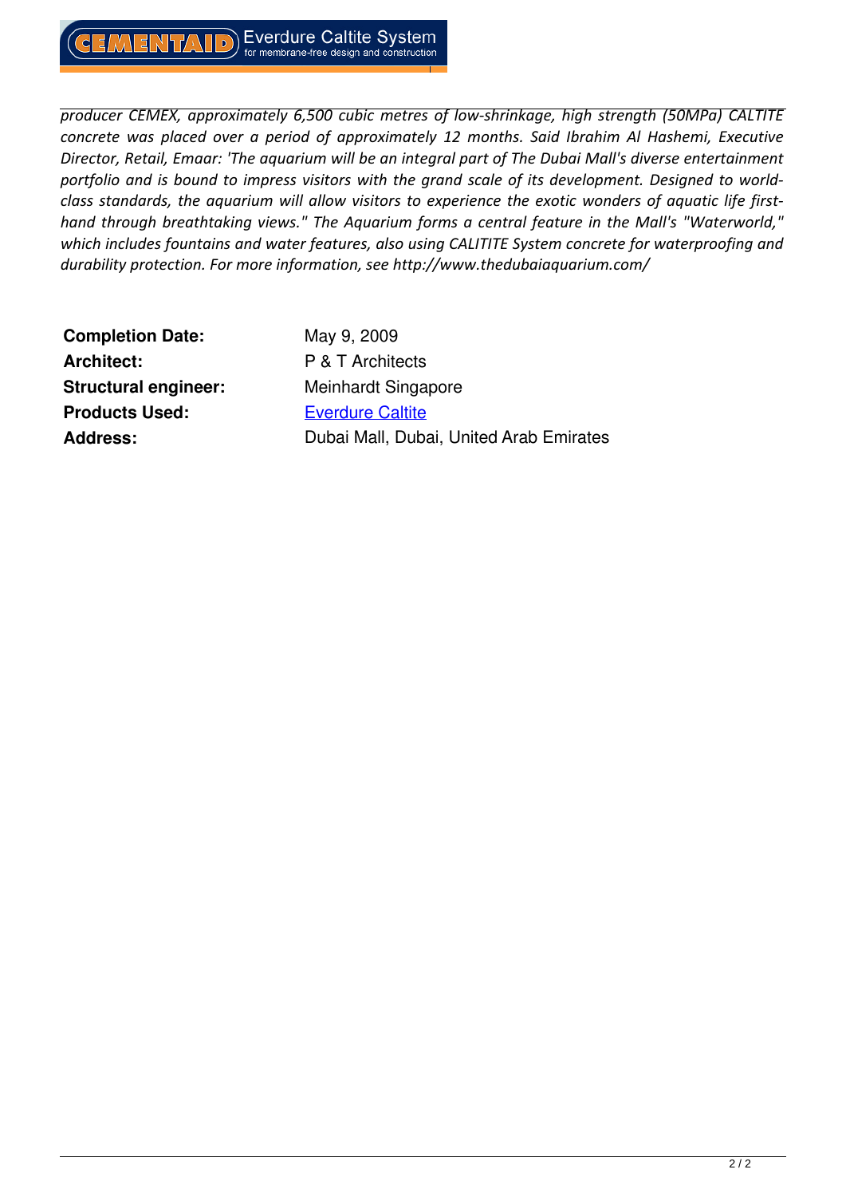*producer CEMEX, approximately 6,500 cubic metres of low-shrinkage, high strength (50MPa) CALTITE concrete was placed over a period of approximately 12 months. Said Ibrahim Al Hashemi, Executive Director, Retail, Emaar: 'The aquarium will be an integral part of The Dubai Mall's diverse entertainment portfolio and is bound to impress visitors with the grand scale of its development. Designed to world-class standards, the aquarium will allow visitors to experience the exotic wonders of aquatic life first-hand through breathtaking views." The Aquarium forms a central feature in the Mall's "Waterworld," which includes fountains and water features, also using CALITITE System concrete for waterproofing and durability protection. For more information, see http://www.thedubaiaquarium.com/*

| | |
|---|---|
| **Completion Date:** | May 9, 2009 |
| **Architect:** | P & T Architects |
| **Structural engineer:** | Meinhardt Singapore |
| **Products Used:** | Everdure Caltite |
| **Address:** | Dubai Mall, Dubai, United Arab Emirates |